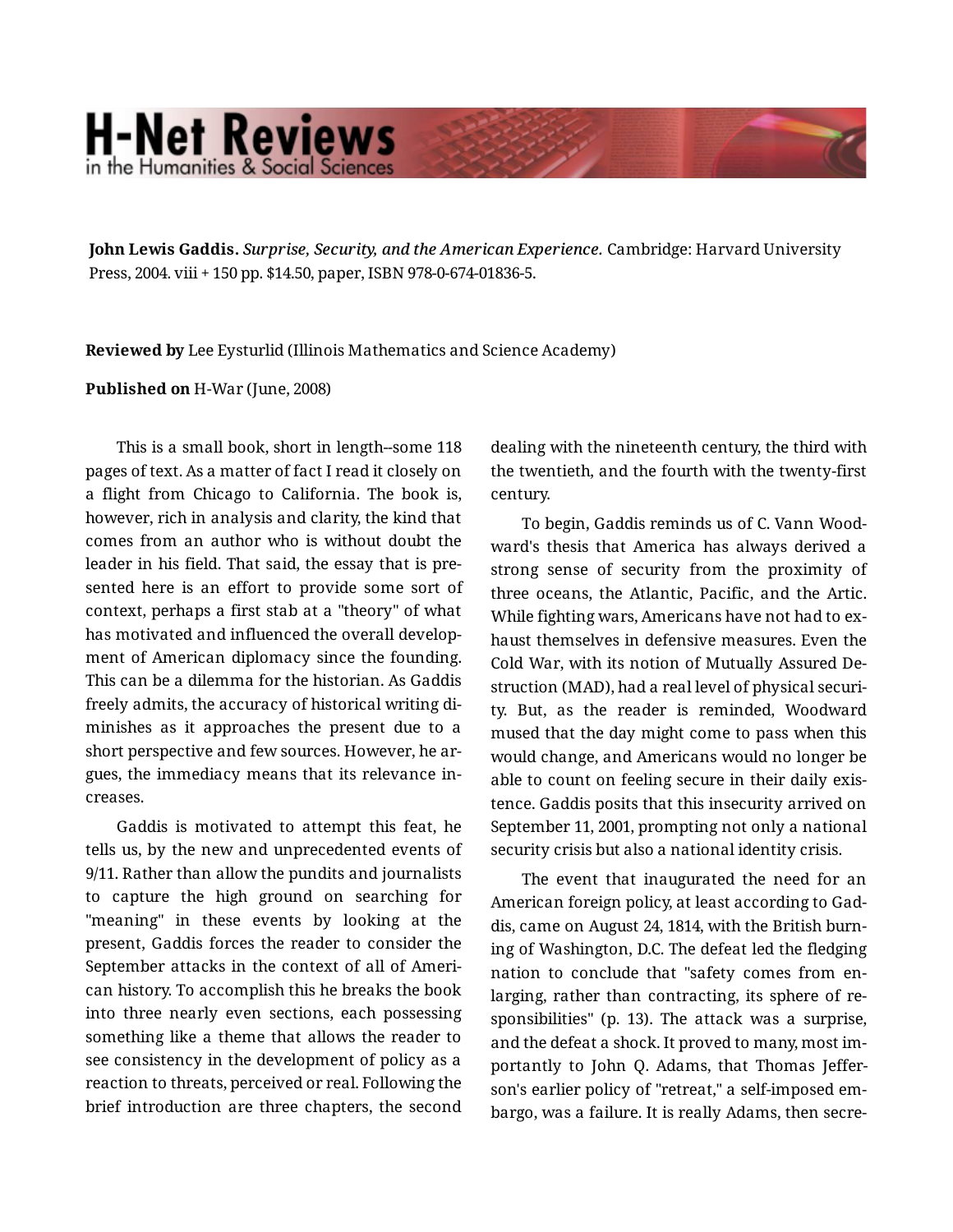**John Lewis Gaddis.** *Surprise, Security, and the American Experience.* Cambridge: Harvard University Press, 2004. viii + 150 pp. $14.50, paper, ISBN 978-0-674-01836-5.

**Reviewed by** Lee Eysturlid (Illinois Mathematics and Science Academy)

**Published on** H-War (June, 2008)

This is a small book, short in length--some 118 pages of text. As a matter of fact I read it closely on a flight from Chicago to California. The book is, however, rich in analysis and clarity, the kind that comes from an author who is without doubt the leader in his field. That said, the essay that is presented here is an effort to provide some sort of context, perhaps a first stab at a "theory" of what has motivated and influenced the overall development of American diplomacy since the founding. This can be a dilemma for the historian. As Gaddis freely admits, the accuracy of historical writing diminishes as it approaches the present due to a short perspective and few sources. However, he argues, the immediacy means that its relevance increases.

Gaddis is motivated to attempt this feat, he tells us, by the new and unprecedented events of 9/11. Rather than allow the pundits and journalists to capture the high ground on searching for "meaning" in these events by looking at the present, Gaddis forces the reader to consider the September attacks in the context of all of American history. To accomplish this he breaks the book into three nearly even sections, each possessing something like a theme that allows the reader to see consistency in the development of policy as a reaction to threats, perceived or real. Following the brief introduction are three chapters, the second dealing with the nineteenth century, the third with the twentieth, and the fourth with the twenty-first century.

To begin, Gaddis reminds us of C. Vann Woodward's thesis that America has always derived a strong sense of security from the proximity of three oceans, the Atlantic, Pacific, and the Artic. While fighting wars, Americans have not had to exhaust themselves in defensive measures. Even the Cold War, with its notion of Mutually Assured Destruction (MAD), had a real level of physical security. But, as the reader is reminded, Woodward mused that the day might come to pass when this would change, and Americans would no longer be able to count on feeling secure in their daily existence. Gaddis posits that this insecurity arrived on September 11, 2001, prompting not only a national security crisis but also a national identity crisis.

The event that inaugurated the need for an American foreign policy, at least according to Gaddis, came on August 24, 1814, with the British burning of Washington, D.C. The defeat led the fledging nation to conclude that "safety comes from enlarging, rather than contracting, its sphere of responsibilities" (p. 13). The attack was a surprise, and the defeat a shock. It proved to many, most importantly to John Q. Adams, that Thomas Jefferson's earlier policy of "retreat," a self-imposed embargo, was a failure. It is really Adams, then secre-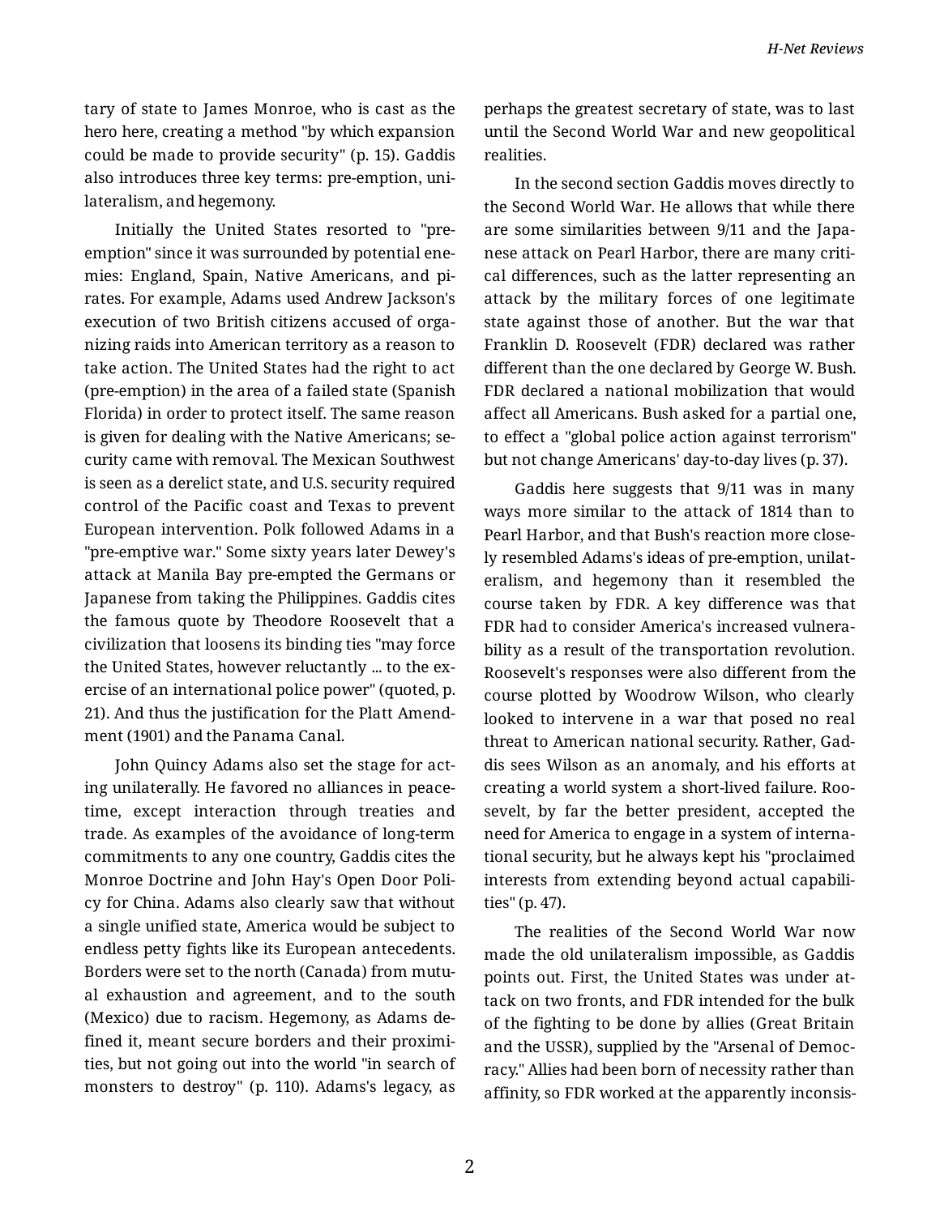tary of state to James Monroe, who is cast as the hero here, creating a method "by which expansion could be made to provide security" (p. 15). Gaddis also introduces three key terms: pre-emption, unilateralism, and hegemony.

Initially the United States resorted to "pre-emption" since it was surrounded by potential enemies: England, Spain, Native Americans, and pirates. For example, Adams used Andrew Jackson's execution of two British citizens accused of organizing raids into American territory as a reason to take action. The United States had the right to act (pre-emption) in the area of a failed state (Spanish Florida) in order to protect itself. The same reason is given for dealing with the Native Americans; security came with removal. The Mexican Southwest is seen as a derelict state, and U.S. security required control of the Pacific coast and Texas to prevent European intervention. Polk followed Adams in a "pre-emptive war." Some sixty years later Dewey's attack at Manila Bay pre-empted the Germans or Japanese from taking the Philippines. Gaddis cites the famous quote by Theodore Roosevelt that a civilization that loosens its binding ties "may force the United States, however reluctantly ... to the exercise of an international police power" (quoted, p. 21). And thus the justification for the Platt Amendment (1901) and the Panama Canal.

John Quincy Adams also set the stage for acting unilaterally. He favored no alliances in peacetime, except interaction through treaties and trade. As examples of the avoidance of long-term commitments to any one country, Gaddis cites the Monroe Doctrine and John Hay's Open Door Policy for China. Adams also clearly saw that without a single unified state, America would be subject to endless petty fights like its European antecedents. Borders were set to the north (Canada) from mutual exhaustion and agreement, and to the south (Mexico) due to racism. Hegemony, as Adams defined it, meant secure borders and their proximities, but not going out into the world "in search of monsters to destroy" (p. 110). Adams's legacy, as perhaps the greatest secretary of state, was to last until the Second World War and new geopolitical realities.

In the second section Gaddis moves directly to the Second World War. He allows that while there are some similarities between 9/11 and the Japanese attack on Pearl Harbor, there are many critical differences, such as the latter representing an attack by the military forces of one legitimate state against those of another. But the war that Franklin D. Roosevelt (FDR) declared was rather different than the one declared by George W. Bush. FDR declared a national mobilization that would affect all Americans. Bush asked for a partial one, to effect a "global police action against terrorism" but not change Americans' day-to-day lives (p. 37).

Gaddis here suggests that 9/11 was in many ways more similar to the attack of 1814 than to Pearl Harbor, and that Bush's reaction more closely resembled Adams's ideas of pre-emption, unilateralism, and hegemony than it resembled the course taken by FDR. A key difference was that FDR had to consider America's increased vulnerability as a result of the transportation revolution. Roosevelt's responses were also different from the course plotted by Woodrow Wilson, who clearly looked to intervene in a war that posed no real threat to American national security. Rather, Gaddis sees Wilson as an anomaly, and his efforts at creating a world system a short-lived failure. Roosevelt, by far the better president, accepted the need for America to engage in a system of international security, but he always kept his "proclaimed interests from extending beyond actual capabilities" (p. 47).

The realities of the Second World War now made the old unilateralism impossible, as Gaddis points out. First, the United States was under attack on two fronts, and FDR intended for the bulk of the fighting to be done by allies (Great Britain and the USSR), supplied by the "Arsenal of Democracy." Allies had been born of necessity rather than affinity, so FDR worked at the apparently inconsis-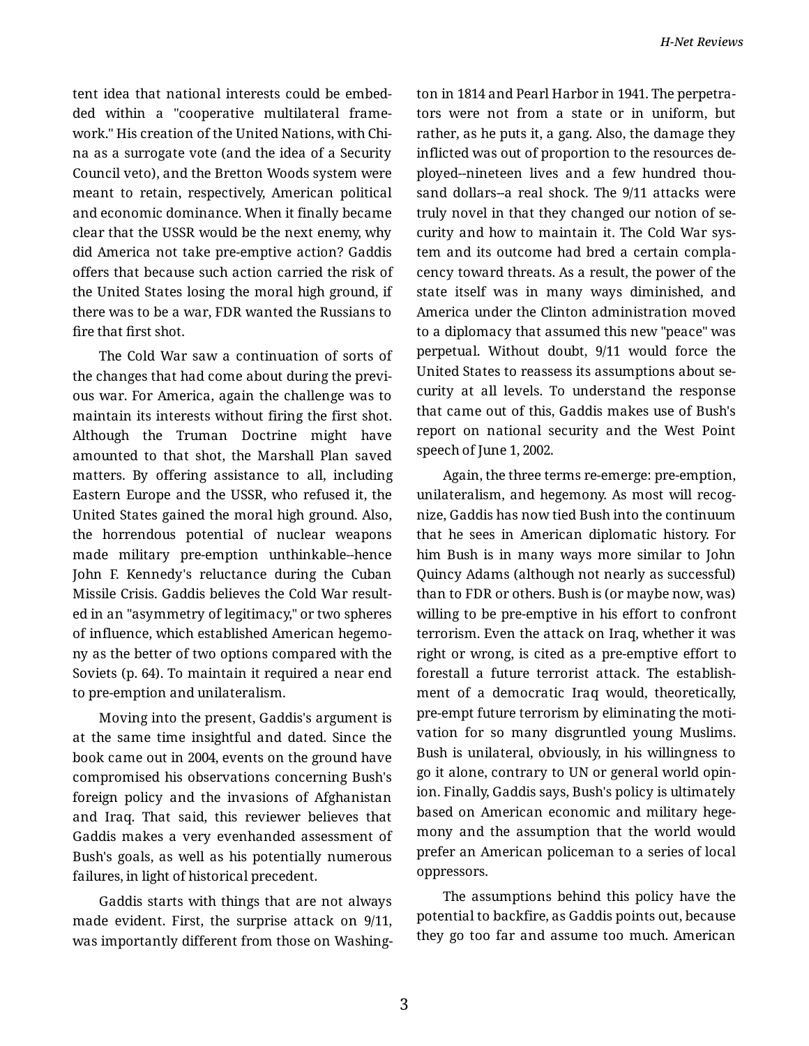tent idea that national interests could be embedded within a "cooperative multilateral framework." His creation of the United Nations, with China as a surrogate vote (and the idea of a Security Council veto), and the Bretton Woods system were meant to retain, respectively, American political and economic dominance. When it finally became clear that the USSR would be the next enemy, why did America not take pre-emptive action? Gaddis offers that because such action carried the risk of the United States losing the moral high ground, if there was to be a war, FDR wanted the Russians to fire that first shot.

The Cold War saw a continuation of sorts of the changes that had come about during the previous war. For America, again the challenge was to maintain its interests without firing the first shot. Although the Truman Doctrine might have amounted to that shot, the Marshall Plan saved matters. By offering assistance to all, including Eastern Europe and the USSR, who refused it, the United States gained the moral high ground. Also, the horrendous potential of nuclear weapons made military pre-emption unthinkable--hence John F. Kennedy's reluctance during the Cuban Missile Crisis. Gaddis believes the Cold War resulted in an "asymmetry of legitimacy," or two spheres of influence, which established American hegemony as the better of two options compared with the Soviets (p. 64). To maintain it required a near end to pre-emption and unilateralism.

Moving into the present, Gaddis's argument is at the same time insightful and dated. Since the book came out in 2004, events on the ground have compromised his observations concerning Bush's foreign policy and the invasions of Afghanistan and Iraq. That said, this reviewer believes that Gaddis makes a very evenhanded assessment of Bush's goals, as well as his potentially numerous failures, in light of historical precedent.

Gaddis starts with things that are not always made evident. First, the surprise attack on 9/11, was importantly different from those on Washington in 1814 and Pearl Harbor in 1941. The perpetrators were not from a state or in uniform, but rather, as he puts it, a gang. Also, the damage they inflicted was out of proportion to the resources deployed--nineteen lives and a few hundred thousand dollars--a real shock. The 9/11 attacks were truly novel in that they changed our notion of security and how to maintain it. The Cold War system and its outcome had bred a certain complacency toward threats. As a result, the power of the state itself was in many ways diminished, and America under the Clinton administration moved to a diplomacy that assumed this new "peace" was perpetual. Without doubt, 9/11 would force the United States to reassess its assumptions about security at all levels. To understand the response that came out of this, Gaddis makes use of Bush's report on national security and the West Point speech of June 1, 2002.

Again, the three terms re-emerge: pre-emption, unilateralism, and hegemony. As most will recognize, Gaddis has now tied Bush into the continuum that he sees in American diplomatic history. For him Bush is in many ways more similar to John Quincy Adams (although not nearly as successful) than to FDR or others. Bush is (or maybe now, was) willing to be pre-emptive in his effort to confront terrorism. Even the attack on Iraq, whether it was right or wrong, is cited as a pre-emptive effort to forestall a future terrorist attack. The establishment of a democratic Iraq would, theoretically, pre-empt future terrorism by eliminating the motivation for so many disgruntled young Muslims. Bush is unilateral, obviously, in his willingness to go it alone, contrary to UN or general world opinion. Finally, Gaddis says, Bush's policy is ultimately based on American economic and military hegemony and the assumption that the world would prefer an American policeman to a series of local oppressors.

The assumptions behind this policy have the potential to backfire, as Gaddis points out, because they go too far and assume too much. American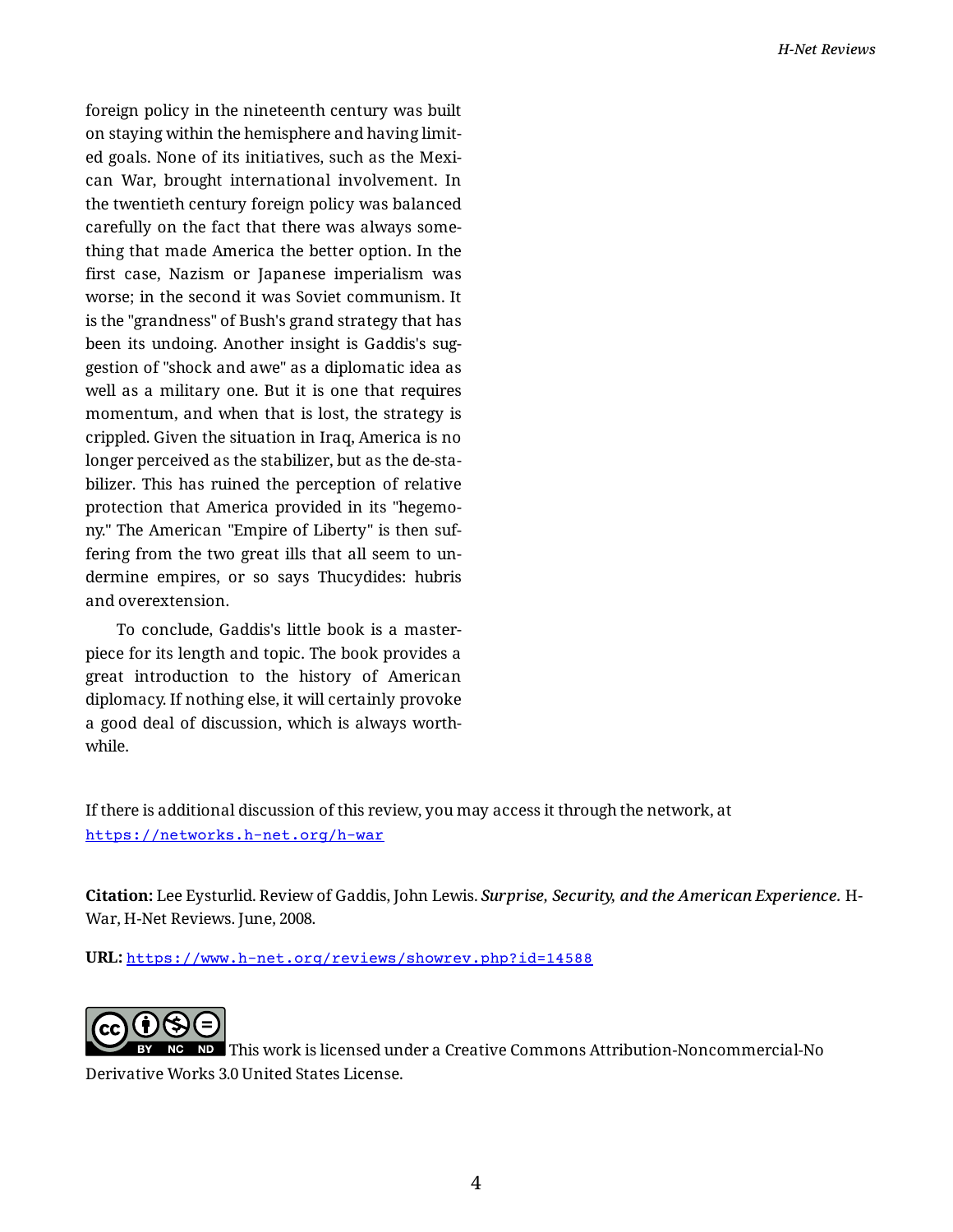foreign policy in the nineteenth century was built on staying within the hemisphere and having limited goals. None of its initiatives, such as the Mexican War, brought international involvement. In the twentieth century foreign policy was balanced carefully on the fact that there was always something that made America the better option. In the first case, Nazism or Japanese imperialism was worse; in the second it was Soviet communism. It is the "grandness" of Bush's grand strategy that has been its undoing. Another insight is Gaddis's suggestion of "shock and awe" as a diplomatic idea as well as a military one. But it is one that requires momentum, and when that is lost, the strategy is crippled. Given the situation in Iraq, America is no longer perceived as the stabilizer, but as the de-stabilizer. This has ruined the perception of relative protection that America provided in its "hegemony." The American "Empire of Liberty" is then suffering from the two great ills that all seem to undermine empires, or so says Thucydides: hubris and overextension.

To conclude, Gaddis's little book is a masterpiece for its length and topic. The book provides a great introduction to the history of American diplomacy. If nothing else, it will certainly provoke a good deal of discussion, which is always worthwhile.

If there is additional discussion of this review, you may access it through the network, at https://networks.h-net.org/h-war

**Citation:** Lee Eysturlid. Review of Gaddis, John Lewis. *Surprise, Security, and the American Experience.* H-War, H-Net Reviews. June, 2008.

**URL:** https://www.h-net.org/reviews/showrev.php?id=14588

This work is licensed under a Creative Commons Attribution-Noncommercial-No Derivative Works 3.0 United States License.